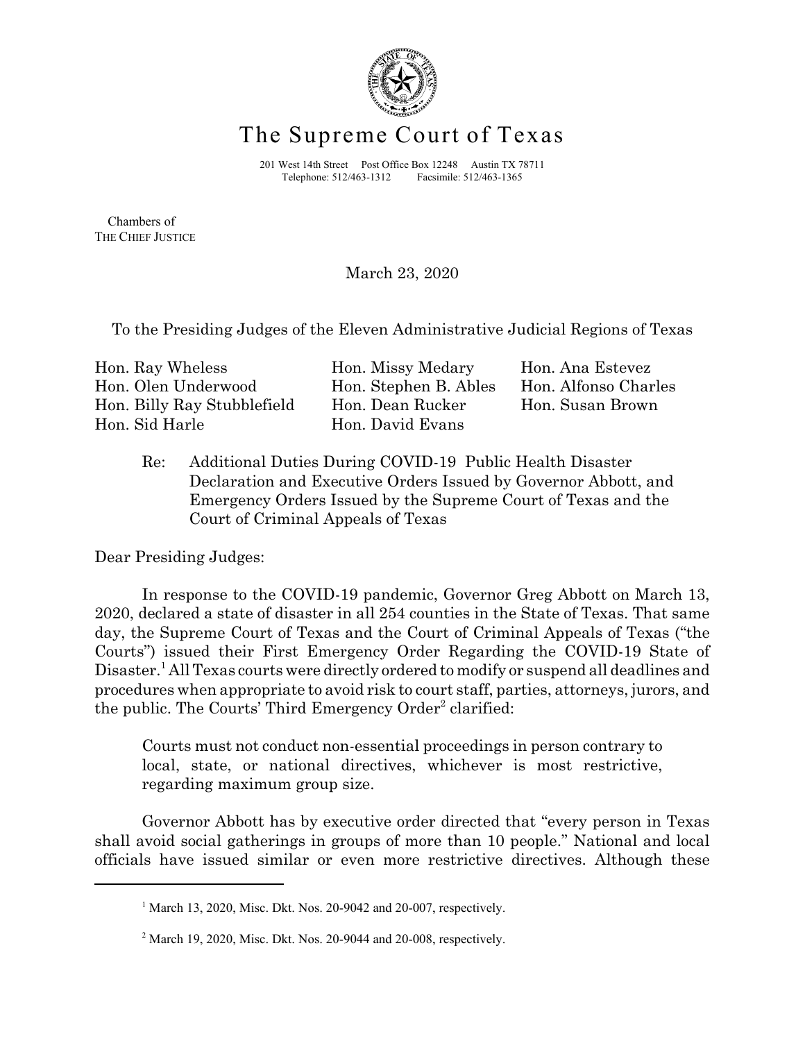# The Supreme Court of Texas

201 West 14th Street Post Office Box 12248 Austin TX 78711
Telephone: 512/463-1312 Facsimile: 512/463-1365

Chambers of
THE CHIEF JUSTICE

March 23, 2020

To the Presiding Judges of the Eleven Administrative Judicial Regions of Texas

| | | |
|---|---|---|
| Hon. Ray Wheless | Hon. Missy Medary | Hon. Ana Estevez |
| Hon. Olen Underwood | Hon. Stephen B. Ables | Hon. Alfonso Charles |
| Hon. Billy Ray Stubblefield | Hon. Dean Rucker | Hon. Susan Brown |
| Hon. Sid Harle | Hon. David Evans | |

Re: Additional Duties During COVID-19 Public Health Disaster Declaration and Executive Orders Issued by Governor Abbott, and Emergency Orders Issued by the Supreme Court of Texas and the Court of Criminal Appeals of Texas

Dear Presiding Judges:

In response to the COVID-19 pandemic, Governor Greg Abbott on March 13, 2020, declared a state of disaster in all 254 counties in the State of Texas. That same day, the Supreme Court of Texas and the Court of Criminal Appeals of Texas ("the Courts") issued their First Emergency Order Regarding the COVID-19 State of Disaster.[1] All Texas courts were directly ordered to modify or suspend all deadlines and procedures when appropriate to avoid risk to court staff, parties, attorneys, jurors, and the public. The Courts' Third Emergency Order[2] clarified:

> Courts must not conduct non-essential proceedings in person contrary to local, state, or national directives, whichever is most restrictive, regarding maximum group size.

Governor Abbott has by executive order directed that "every person in Texas shall avoid social gatherings in groups of more than 10 people." National and local officials have issued similar or even more restrictive directives. Although these

---

[1] March 13, 2020, Misc. Dkt. Nos. 20-9042 and 20-007, respectively.

[2] March 19, 2020, Misc. Dkt. Nos. 20-9044 and 20-008, respectively.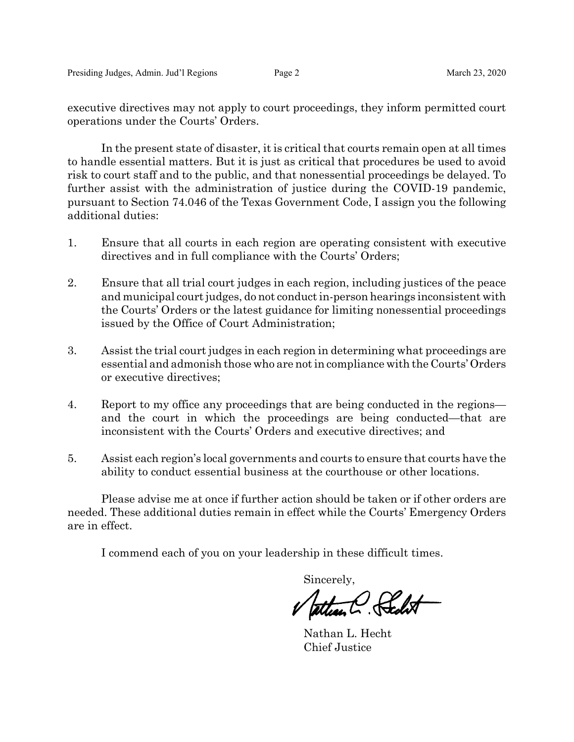executive directives may not apply to court proceedings, they inform permitted court operations under the Courts' Orders.

In the present state of disaster, it is critical that courts remain open at all times to handle essential matters. But it is just as critical that procedures be used to avoid risk to court staff and to the public, and that nonessential proceedings be delayed. To further assist with the administration of justice during the COVID-19 pandemic, pursuant to Section 74.046 of the Texas Government Code, I assign you the following additional duties:

1. Ensure that all courts in each region are operating consistent with executive directives and in full compliance with the Courts' Orders;

2. Ensure that all trial court judges in each region, including justices of the peace and municipal court judges, do not conduct in-person hearings inconsistent with the Courts' Orders or the latest guidance for limiting nonessential proceedings issued by the Office of Court Administration;

3. Assist the trial court judges in each region in determining what proceedings are essential and admonish those who are not in compliance with the Courts' Orders or executive directives;

4. Report to my office any proceedings that are being conducted in the regions—and the court in which the proceedings are being conducted—that are inconsistent with the Courts' Orders and executive directives; and

5. Assist each region's local governments and courts to ensure that courts have the ability to conduct essential business at the courthouse or other locations.

Please advise me at once if further action should be taken or if other orders are needed. These additional duties remain in effect while the Courts' Emergency Orders are in effect.

I commend each of you on your leadership in these difficult times.

Sincerely,

Nathan L. Hecht
Chief Justice